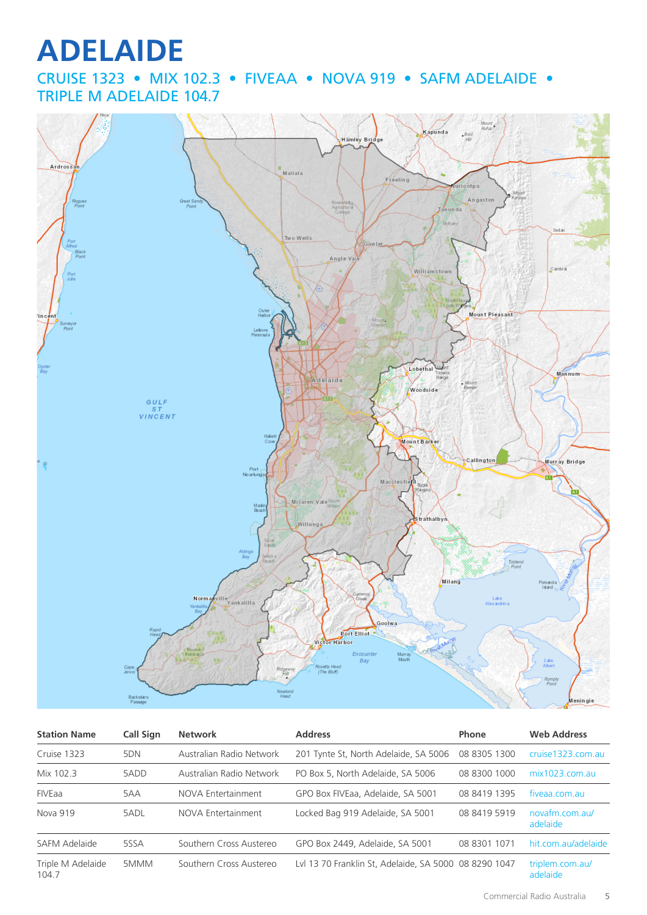# ADELAIDE

## CRUISE 1323 • MIX 102.3 • FIVEAA • NOVA 919 • SAFM ADELAIDE • TRIPLE M ADELAIDE 104.7

| Station Name | Call Sign | Network | Address | Phone | Web Address |
|---|---|---|---|---|---|
| Cruise 1323 | 5DN | Australian Radio Network | 201 Tynte St, North Adelaide, SA 5006 | 08 8305 1300 | cruise1323.com.au |
| Mix 102.3 | 5ADD | Australian Radio Network | PO Box 5, North Adelaide, SA 5006 | 08 8300 1000 | mix1023.com.au |
| FIVEaa | 5AA | NOVA Entertainment | GPO Box FIVEaa, Adelaide, SA 5001 | 08 8419 1395 | fiveaa.com.au |
| Nova 919 | 5ADL | NOVA Entertainment | Locked Bag 919 Adelaide, SA 5001 | 08 8419 5919 | novafm.com.au/adelaide |
| SAFM Adelaide | 5SSA | Southern Cross Austereo | GPO Box 2449, Adelaide, SA 5001 | 08 8301 1071 | hit.com.au/adelaide |
| Triple M Adelaide 104.7 | 5MMM | Southern Cross Austereo | Lvl 13 70 Franklin St, Adelaide, SA 5000 | 08 8290 1047 | triplem.com.au/adelaide |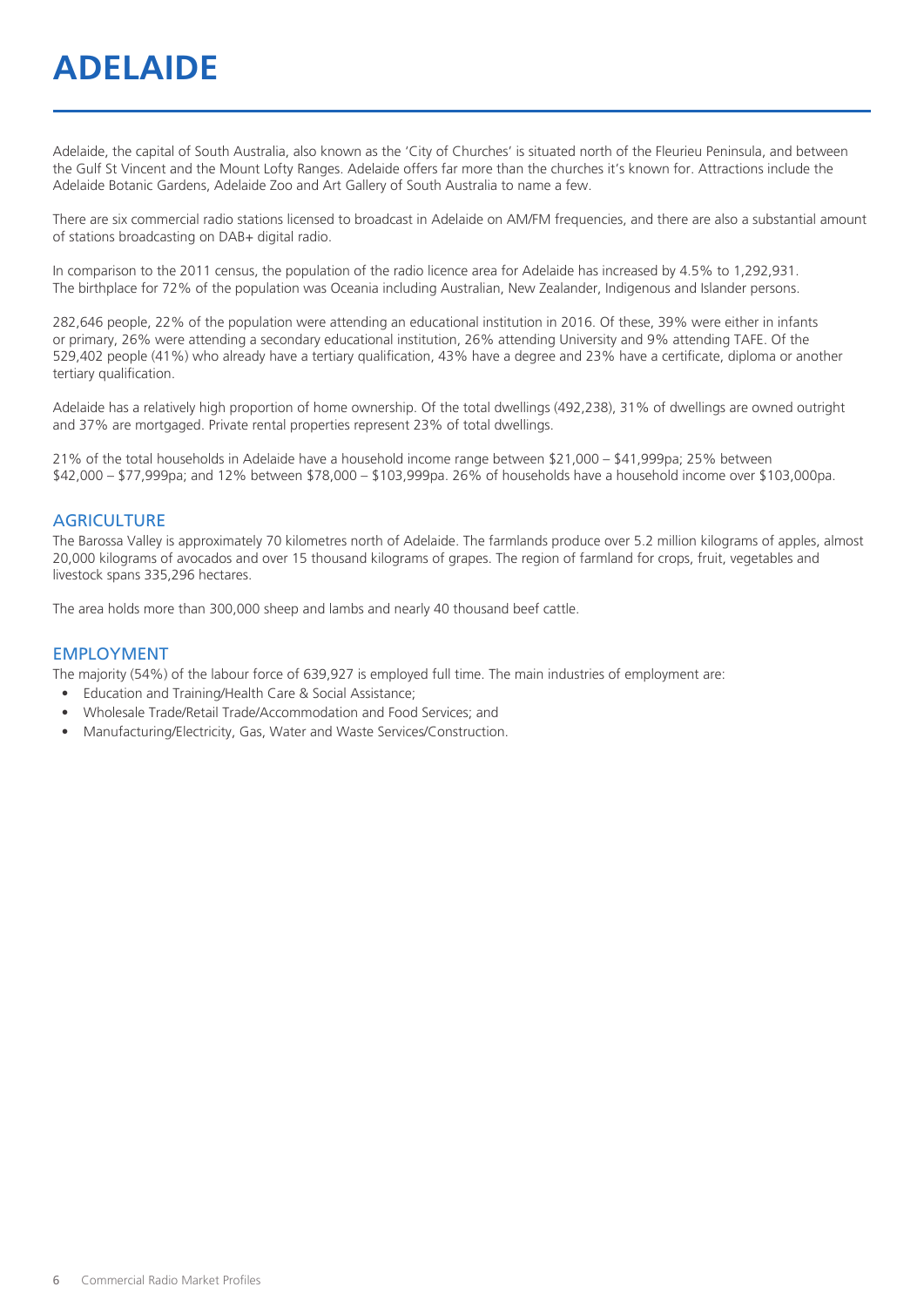# ADELAIDE

Adelaide, the capital of South Australia, also known as the 'City of Churches' is situated north of the Fleurieu Peninsula, and between the Gulf St Vincent and the Mount Lofty Ranges. Adelaide offers far more than the churches it's known for. Attractions include the Adelaide Botanic Gardens, Adelaide Zoo and Art Gallery of South Australia to name a few.

There are six commercial radio stations licensed to broadcast in Adelaide on AM/FM frequencies, and there are also a substantial amount of stations broadcasting on DAB+ digital radio.

In comparison to the 2011 census, the population of the radio licence area for Adelaide has increased by 4.5% to 1,292,931. The birthplace for 72% of the population was Oceania including Australian, New Zealander, Indigenous and Islander persons.

282,646 people, 22% of the population were attending an educational institution in 2016. Of these, 39% were either in infants or primary, 26% were attending a secondary educational institution, 26% attending University and 9% attending TAFE. Of the 529,402 people (41%) who already have a tertiary qualification, 43% have a degree and 23% have a certificate, diploma or another tertiary qualification.

Adelaide has a relatively high proportion of home ownership. Of the total dwellings (492,238), 31% of dwellings are owned outright and 37% are mortgaged. Private rental properties represent 23% of total dwellings.

21% of the total households in Adelaide have a household income range between $21,000 – $41,999pa; 25% between $42,000 – $77,999pa; and 12% between $78,000 – $103,999pa. 26% of households have a household income over $103,000pa.

## AGRICULTURE

The Barossa Valley is approximately 70 kilometres north of Adelaide. The farmlands produce over 5.2 million kilograms of apples, almost 20,000 kilograms of avocados and over 15 thousand kilograms of grapes. The region of farmland for crops, fruit, vegetables and livestock spans 335,296 hectares.

The area holds more than 300,000 sheep and lambs and nearly 40 thousand beef cattle.

## EMPLOYMENT

The majority (54%) of the labour force of 639,927 is employed full time. The main industries of employment are:

- Education and Training/Health Care & Social Assistance;
- Wholesale Trade/Retail Trade/Accommodation and Food Services; and
- Manufacturing/Electricity, Gas, Water and Waste Services/Construction.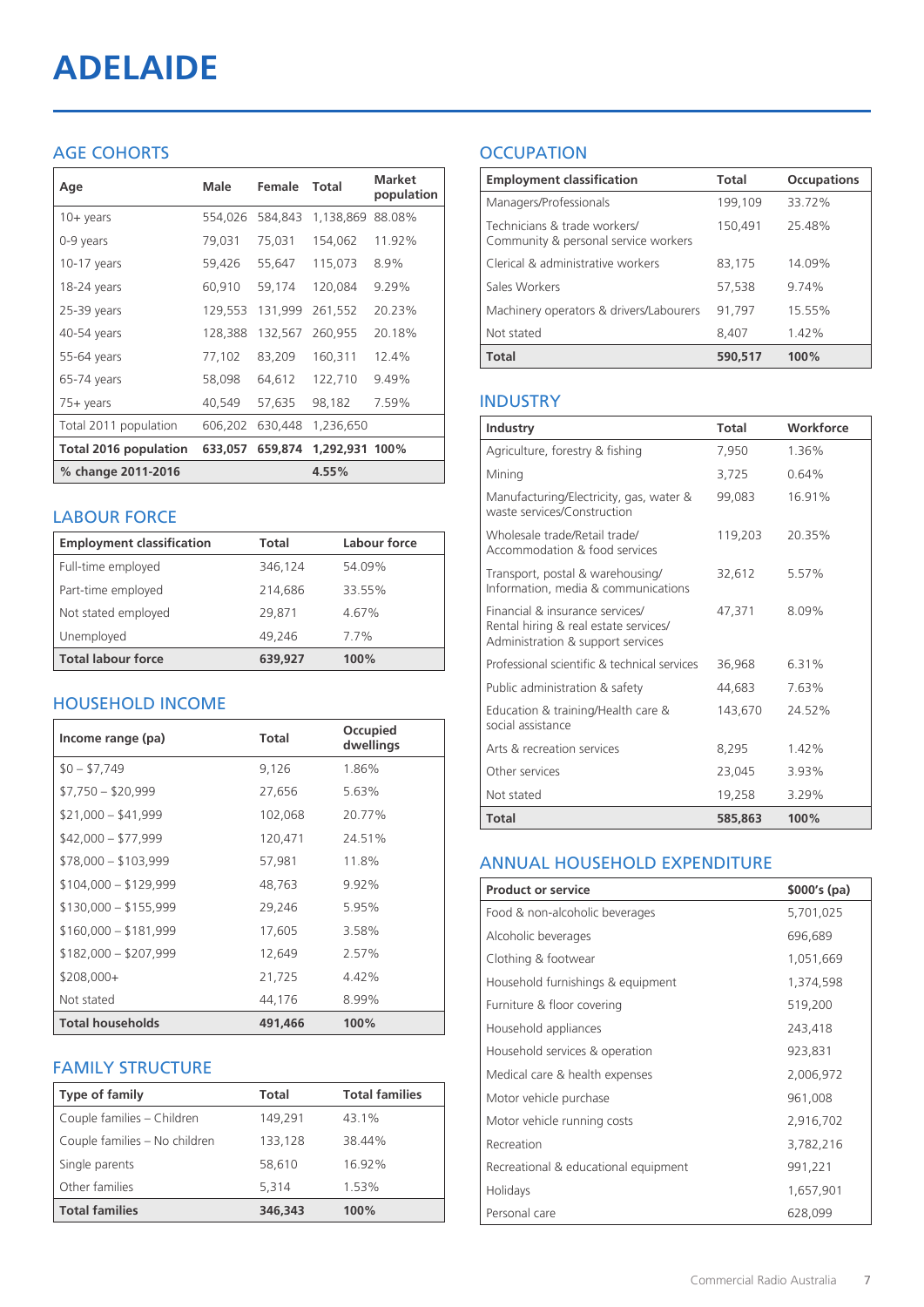# ADELAIDE

## AGE COHORTS

| Age | Male | Female | Total | Market population |
|---|---|---|---|---|
| 10+ years | 554,026 | 584,843 | 1,138,869 | 88.08% |
| 0-9 years | 79,031 | 75,031 | 154,062 | 11.92% |
| 10-17 years | 59,426 | 55,647 | 115,073 | 8.9% |
| 18-24 years | 60,910 | 59,174 | 120,084 | 9.29% |
| 25-39 years | 129,553 | 131,999 | 261,552 | 20.23% |
| 40-54 years | 128,388 | 132,567 | 260,955 | 20.18% |
| 55-64 years | 77,102 | 83,209 | 160,311 | 12.4% |
| 65-74 years | 58,098 | 64,612 | 122,710 | 9.49% |
| 75+ years | 40,549 | 57,635 | 98,182 | 7.59% |
| Total 2011 population | 606,202 | 630,448 | 1,236,650 | |
| **Total 2016 population** | **633,057** | **659,874** | **1,292,931** | **100%** |
| **% change 2011-2016** | | | **4.55%** | |

## LABOUR FORCE

| Employment classification | Total | Labour force |
|---|---|---|
| Full-time employed | 346,124 | 54.09% |
| Part-time employed | 214,686 | 33.55% |
| Not stated employed | 29,871 | 4.67% |
| Unemployed | 49,246 | 7.7% |
| **Total labour force** | **639,927** | **100%** |

## HOUSEHOLD INCOME

| Income range (pa) | Total | Occupied dwellings |
|---|---|---|
| $0 – $7,749 | 9,126 | 1.86% |
| $7,750 – $20,999 | 27,656 | 5.63% |
| $21,000 – $41,999 | 102,068 | 20.77% |
| $42,000 – $77,999 | 120,471 | 24.51% |
| $78,000 – $103,999 | 57,981 | 11.8% |
| $104,000 – $129,999 | 48,763 | 9.92% |
| $130,000 – $155,999 | 29,246 | 5.95% |
| $160,000 – $181,999 | 17,605 | 3.58% |
| $182,000 – $207,999 | 12,649 | 2.57% |
| $208,000+ | 21,725 | 4.42% |
| Not stated | 44,176 | 8.99% |
| **Total households** | **491,466** | **100%** |

## FAMILY STRUCTURE

| Type of family | Total | Total families |
|---|---|---|
| Couple families – Children | 149,291 | 43.1% |
| Couple families – No children | 133,128 | 38.44% |
| Single parents | 58,610 | 16.92% |
| Other families | 5,314 | 1.53% |
| **Total families** | **346,343** | **100%** |

## OCCUPATION

| Employment classification | Total | Occupations |
|---|---|---|
| Managers/Professionals | 199,109 | 33.72% |
| Technicians & trade workers/ Community & personal service workers | 150,491 | 25.48% |
| Clerical & administrative workers | 83,175 | 14.09% |
| Sales Workers | 57,538 | 9.74% |
| Machinery operators & drivers/Labourers | 91,797 | 15.55% |
| Not stated | 8,407 | 1.42% |
| **Total** | **590,517** | **100%** |

## INDUSTRY

| Industry | Total | Workforce |
|---|---|---|
| Agriculture, forestry & fishing | 7,950 | 1.36% |
| Mining | 3,725 | 0.64% |
| Manufacturing/Electricity, gas, water & waste services/Construction | 99,083 | 16.91% |
| Wholesale trade/Retail trade/ Accommodation & food services | 119,203 | 20.35% |
| Transport, postal & warehousing/ Information, media & communications | 32,612 | 5.57% |
| Financial & insurance services/ Rental hiring & real estate services/ Administration & support services | 47,371 | 8.09% |
| Professional scientific & technical services | 36,968 | 6.31% |
| Public administration & safety | 44,683 | 7.63% |
| Education & training/Health care & social assistance | 143,670 | 24.52% |
| Arts & recreation services | 8,295 | 1.42% |
| Other services | 23,045 | 3.93% |
| Not stated | 19,258 | 3.29% |
| **Total** | **585,863** | **100%** |

## ANNUAL HOUSEHOLD EXPENDITURE

| Product or service | $000's (pa) |
|---|---|
| Food & non-alcoholic beverages | 5,701,025 |
| Alcoholic beverages | 696,689 |
| Clothing & footwear | 1,051,669 |
| Household furnishings & equipment | 1,374,598 |
| Furniture & floor covering | 519,200 |
| Household appliances | 243,418 |
| Household services & operation | 923,831 |
| Medical care & health expenses | 2,006,972 |
| Motor vehicle purchase | 961,008 |
| Motor vehicle running costs | 2,916,702 |
| Recreation | 3,782,216 |
| Recreational & educational equipment | 991,221 |
| Holidays | 1,657,901 |
| Personal care | 628,099 |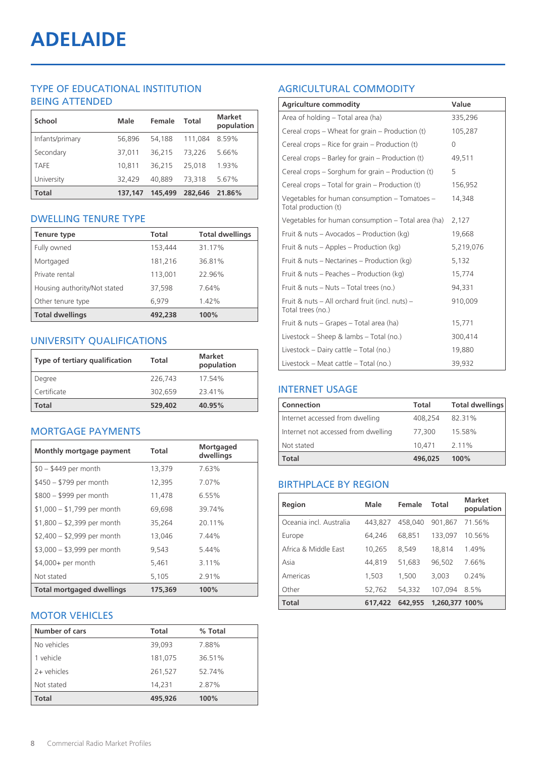# ADELAIDE

## TYPE OF EDUCATIONAL INSTITUTION BEING ATTENDED

| School | Male | Female | Total | Market population |
|---|---|---|---|---|
| Infants/primary | 56,896 | 54,188 | 111,084 | 8.59% |
| Secondary | 37,011 | 36,215 | 73,226 | 5.66% |
| TAFE | 10,811 | 36,215 | 25,018 | 1.93% |
| University | 32,429 | 40,889 | 73,318 | 5.67% |
| **Total** | **137,147** | **145,499** | **282,646** | **21.86%** |

## DWELLING TENURE TYPE

| Tenure type | Total | Total dwellings |
|---|---|---|
| Fully owned | 153,444 | 31.17% |
| Mortgaged | 181,216 | 36.81% |
| Private rental | 113,001 | 22.96% |
| Housing authority/Not stated | 37,598 | 7.64% |
| Other tenure type | 6,979 | 1.42% |
| **Total dwellings** | **492,238** | **100%** |

## UNIVERSITY QUALIFICATIONS

| Type of tertiary qualification | Total | Market population |
|---|---|---|
| Degree | 226,743 | 17.54% |
| Certificate | 302,659 | 23.41% |
| **Total** | **529,402** | **40.95%** |

## MORTGAGE PAYMENTS

| Monthly mortgage payment | Total | Mortgaged dwellings |
|---|---|---|
| $0 – $449 per month | 13,379 | 7.63% |
| $450 – $799 per month | 12,395 | 7.07% |
| $800 – $999 per month | 11,478 | 6.55% |
| $1,000 – $1,799 per month | 69,698 | 39.74% |
| $1,800 – $2,399 per month | 35,264 | 20.11% |
| $2,400 – $2,999 per month | 13,046 | 7.44% |
| $3,000 – $3,999 per month | 9,543 | 5.44% |
| $4,000+ per month | 5,461 | 3.11% |
| Not stated | 5,105 | 2.91% |
| **Total mortgaged dwellings** | **175,369** | **100%** |

## MOTOR VEHICLES

| Number of cars | Total | % Total |
|---|---|---|
| No vehicles | 39,093 | 7.88% |
| 1 vehicle | 181,075 | 36.51% |
| 2+ vehicles | 261,527 | 52.74% |
| Not stated | 14,231 | 2.87% |
| **Total** | **495,926** | **100%** |

## AGRICULTURAL COMMODITY

| Agriculture commodity | Value |
|---|---|
| Area of holding – Total area (ha) | 335,296 |
| Cereal crops – Wheat for grain – Production (t) | 105,287 |
| Cereal crops – Rice for grain – Production (t) | 0 |
| Cereal crops – Barley for grain – Production (t) | 49,511 |
| Cereal crops – Sorghum for grain – Production (t) | 5 |
| Cereal crops – Total for grain – Production (t) | 156,952 |
| Vegetables for human consumption – Tomatoes – Total production (t) | 14,348 |
| Vegetables for human consumption – Total area (ha) | 2,127 |
| Fruit & nuts – Avocados – Production (kg) | 19,668 |
| Fruit & nuts – Apples – Production (kg) | 5,219,076 |
| Fruit & nuts – Nectarines – Production (kg) | 5,132 |
| Fruit & nuts – Peaches – Production (kg) | 15,774 |
| Fruit & nuts – Nuts – Total trees (no.) | 94,331 |
| Fruit & nuts – All orchard fruit (incl. nuts) – Total trees (no.) | 910,009 |
| Fruit & nuts – Grapes – Total area (ha) | 15,771 |
| Livestock – Sheep & lambs – Total (no.) | 300,414 |
| Livestock – Dairy cattle – Total (no.) | 19,880 |
| Livestock – Meat cattle – Total (no.) | 39,932 |

## INTERNET USAGE

| Connection | Total | Total dwellings |
|---|---|---|
| Internet accessed from dwelling | 408,254 | 82.31% |
| Internet not accessed from dwelling | 77,300 | 15.58% |
| Not stated | 10,471 | 2.11% |
| **Total** | **496,025** | **100%** |

## BIRTHPLACE BY REGION

| Region | Male | Female | Total | Market population |
|---|---|---|---|---|
| Oceania incl. Australia | 443,827 | 458,040 | 901,867 | 71.56% |
| Europe | 64,246 | 68,851 | 133,097 | 10.56% |
| Africa & Middle East | 10,265 | 8,549 | 18,814 | 1.49% |
| Asia | 44,819 | 51,683 | 96,502 | 7.66% |
| Americas | 1,503 | 1,500 | 3,003 | 0.24% |
| Other | 52,762 | 54,332 | 107,094 | 8.5% |
| **Total** | **617,422** | **642,955** | **1,260,377** | **100%** |